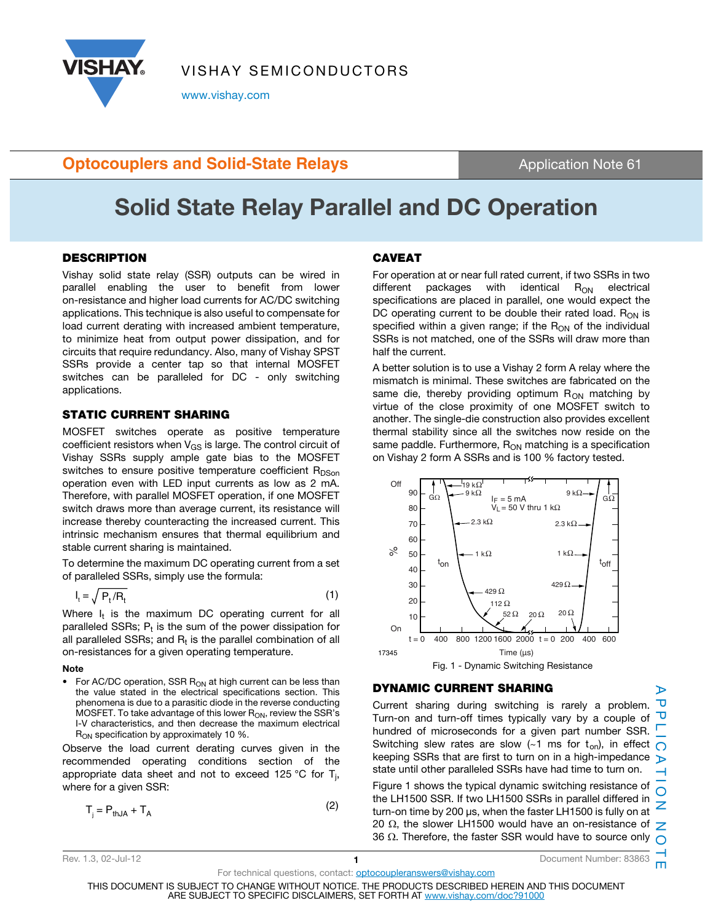# Solid State Relay Parallel and DC Operation

## DESCRIPTION

Vishay solid state relay (SSR) outputs can be wired in parallel enabling the user to benefit from lower on-resistance and higher load currents for AC/DC switching applications. This technique is also useful to compensate for load current derating with increased ambient temperature, to minimize heat from output power dissipation, and for circuits that require redundancy. Also, many of Vishay SPST SSRs provide a center tap so that internal MOSFET switches can be paralleled for DC - only switching applications.

## STATIC CURRENT SHARING

MOSFET switches operate as positive temperature coefficient resistors when $V_{GS}$ is large. The control circuit of Vishay SSRs supply ample gate bias to the MOSFET switches to ensure positive temperature coefficient $R_{DSon}$ operation even with LED input currents as low as 2 mA. Therefore, with parallel MOSFET operation, if one MOSFET switch draws more than average current, its resistance will increase thereby counteracting the increased current. This intrinsic mechanism ensures that thermal equilibrium and stable current sharing is maintained.

To determine the maximum DC operating current from a set of paralleled SSRs, simply use the formula:

$$I_t = \sqrt{P_t / R_t} \qquad (1)$$

Where $I_t$ is the maximum DC operating current for all paralleled SSRs; $P_t$ is the sum of the power dissipation for all paralleled SSRs; and $R_t$ is the parallel combination of all on-resistances for a given operating temperature.

**Note**

- For AC/DC operation, SSR $R_{ON}$ at high current can be less than the value stated in the electrical specifications section. This phenomena is due to a parasitic diode in the reverse conducting MOSFET. To take advantage of this lower $R_{ON}$, review the SSR's I-V characteristics, and then decrease the maximum electrical $R_{ON}$ specification by approximately 10 %.

Observe the load current derating curves given in the recommended operating conditions section of the appropriate data sheet and not to exceed 125 °C for $T_j$, where for a given SSR:

$$T_j = P_{thJA} + T_A \qquad (2)$$

## CAVEAT

For operation at or near full rated current, if two SSRs in two different packages with identical $R_{ON}$ electrical specifications are placed in parallel, one would expect the DC operating current to be double their rated load. $R_{ON}$ is specified within a given range; if the $R_{ON}$ of the individual SSRs is not matched, one of the SSRs will draw more than half the current.

A better solution is to use a Vishay 2 form A relay where the mismatch is minimal. These switches are fabricated on the same die, thereby providing optimum $R_{ON}$ matching by virtue of the close proximity of one MOSFET switch to another. The single-die construction also provides excellent thermal stability since all the switches now reside on the same paddle. Furthermore, $R_{ON}$ matching is a specification on Vishay 2 form A SSRs and is 100 % factory tested.

Fig. 1 - Dynamic Switching Resistance

## DYNAMIC CURRENT SHARING

Current sharing during switching is rarely a problem. Turn-on and turn-off times typically vary by a couple of hundred of microseconds for a given part number SSR. Switching slew rates are slow (~1 ms for $t_{on}$), in effect keeping SSRs that are first to turn on in a high-impedance state until other paralleled SSRs have had time to turn on.

Figure 1 shows the typical dynamic switching resistance of the LH1500 SSR. If two LH1500 SSRs in parallel differed in turn-on time by 200 µs, when the faster LH1500 is fully on at 20 Ω, the slower LH1500 would have an on-resistance of 36 Ω. Therefore, the faster SSR would have to source only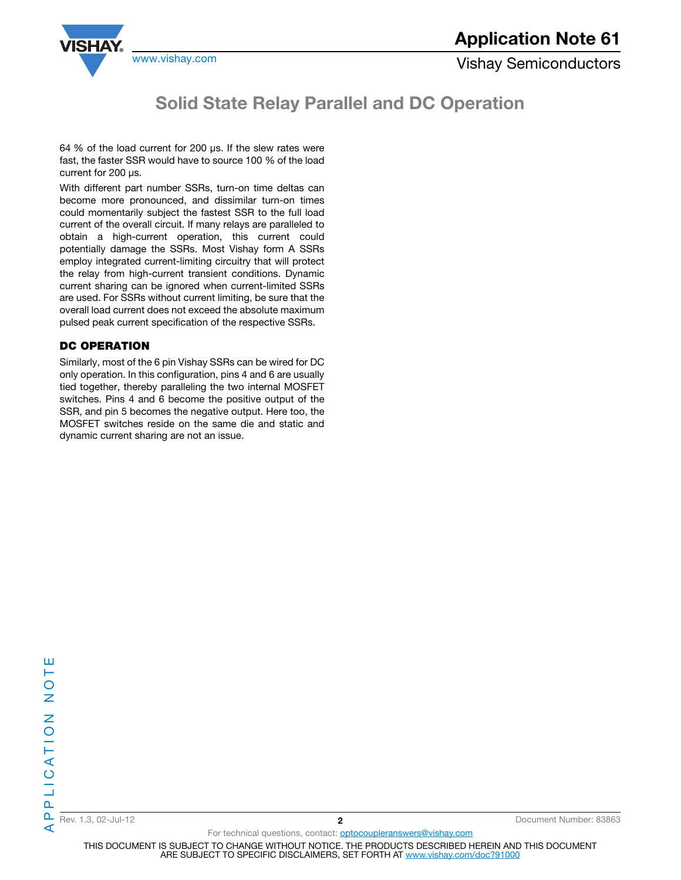64 % of the load current for 200 µs. If the slew rates were fast, the faster SSR would have to source 100 % of the load current for 200 µs.

With different part number SSRs, turn-on time deltas can become more pronounced, and dissimilar turn-on times could momentarily subject the fastest SSR to the full load current of the overall circuit. If many relays are paralleled to obtain a high-current operation, this current could potentially damage the SSRs. Most Vishay form A SSRs employ integrated current-limiting circuitry that will protect the relay from high-current transient conditions. Dynamic current sharing can be ignored when current-limited SSRs are used. For SSRs without current limiting, be sure that the overall load current does not exceed the absolute maximum pulsed peak current specification of the respective SSRs.

### DC OPERATION

Similarly, most of the 6 pin Vishay SSRs can be wired for DC only operation. In this configuration, pins 4 and 6 are usually tied together, thereby paralleling the two internal MOSFET switches. Pins 4 and 6 become the positive output of the SSR, and pin 5 becomes the negative output. Here too, the MOSFET switches reside on the same die and static and dynamic current sharing are not an issue.